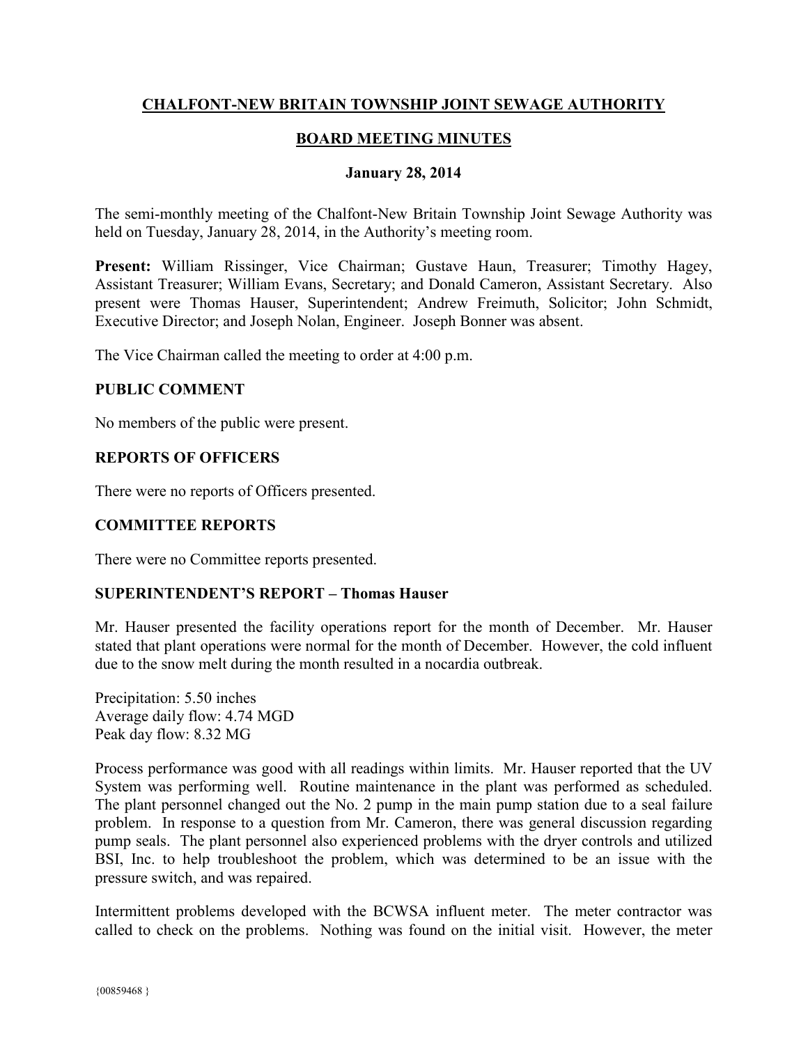# CHALFONT-NEW BRITAIN TOWNSHIP JOINT SEWAGE AUTHORITY

## BOARD MEETING MINUTES

### January 28, 2014

The semi-monthly meeting of the Chalfont-New Britain Township Joint Sewage Authority was held on Tuesday, January 28, 2014, in the Authority's meeting room.

**Present:** William Rissinger, Vice Chairman; Gustave Haun, Treasurer; Timothy Hagey, Assistant Treasurer; William Evans, Secretary; and Donald Cameron, Assistant Secretary. Also present were Thomas Hauser, Superintendent; Andrew Freimuth, Solicitor; John Schmidt, Executive Director; and Joseph Nolan, Engineer. Joseph Bonner was absent.

The Vice Chairman called the meeting to order at 4:00 p.m.

### PUBLIC COMMENT

No members of the public were present.

### REPORTS OF OFFICERS

There were no reports of Officers presented.

### COMMITTEE REPORTS

There were no Committee reports presented.

### SUPERINTENDENT'S REPORT – Thomas Hauser

Mr. Hauser presented the facility operations report for the month of December. Mr. Hauser stated that plant operations were normal for the month of December. However, the cold influent due to the snow melt during the month resulted in a nocardia outbreak.

Precipitation: 5.50 inches  
Average daily flow: 4.74 MGD  
Peak day flow: 8.32 MG

Process performance was good with all readings within limits. Mr. Hauser reported that the UV System was performing well. Routine maintenance in the plant was performed as scheduled. The plant personnel changed out the No. 2 pump in the main pump station due to a seal failure problem. In response to a question from Mr. Cameron, there was general discussion regarding pump seals. The plant personnel also experienced problems with the dryer controls and utilized BSI, Inc. to help troubleshoot the problem, which was determined to be an issue with the pressure switch, and was repaired.

Intermittent problems developed with the BCWSA influent meter. The meter contractor was called to check on the problems. Nothing was found on the initial visit. However, the meter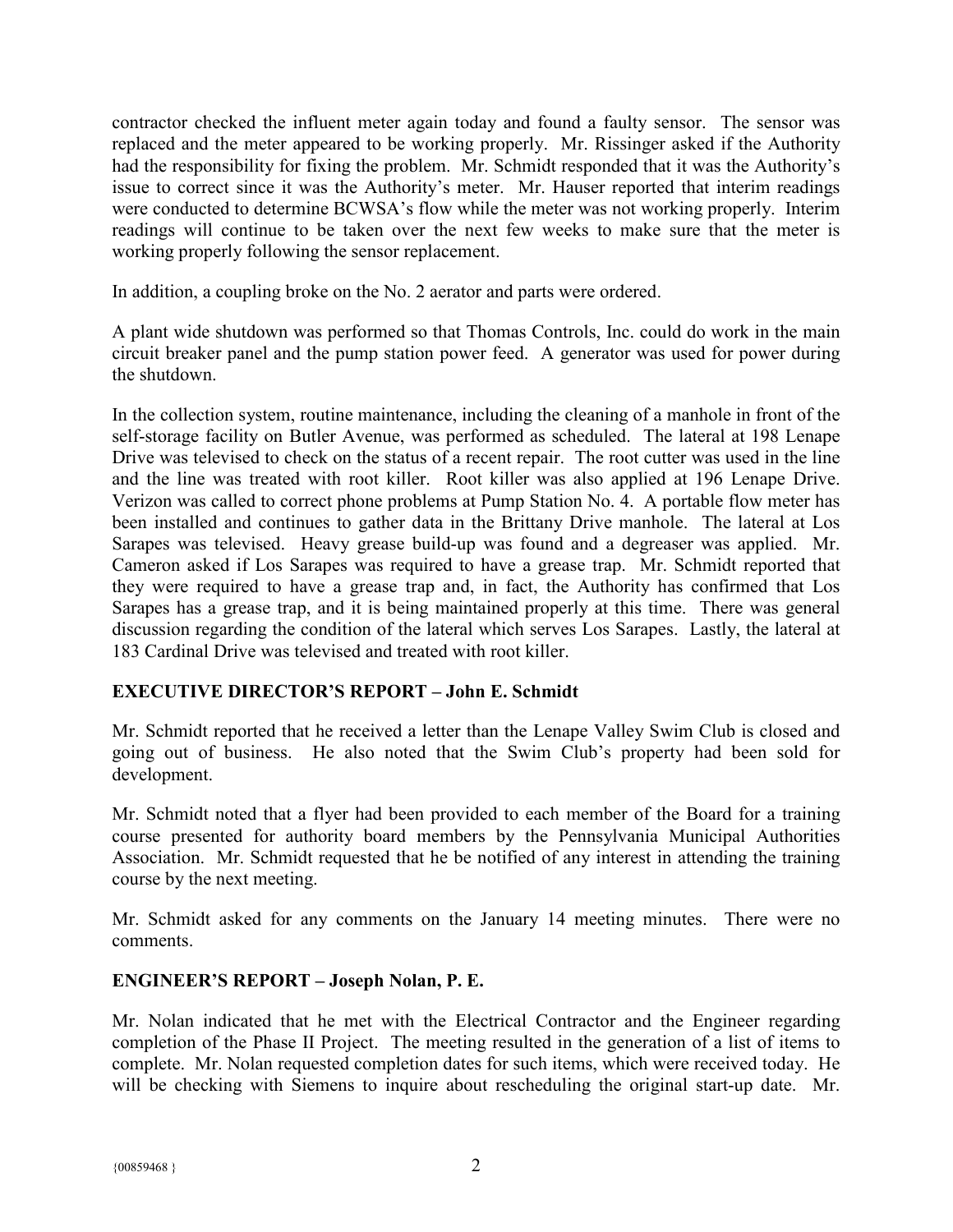contractor checked the influent meter again today and found a faulty sensor. The sensor was replaced and the meter appeared to be working properly. Mr. Rissinger asked if the Authority had the responsibility for fixing the problem. Mr. Schmidt responded that it was the Authority's issue to correct since it was the Authority's meter. Mr. Hauser reported that interim readings were conducted to determine BCWSA's flow while the meter was not working properly. Interim readings will continue to be taken over the next few weeks to make sure that the meter is working properly following the sensor replacement.

In addition, a coupling broke on the No. 2 aerator and parts were ordered.

A plant wide shutdown was performed so that Thomas Controls, Inc. could do work in the main circuit breaker panel and the pump station power feed. A generator was used for power during the shutdown.

In the collection system, routine maintenance, including the cleaning of a manhole in front of the self-storage facility on Butler Avenue, was performed as scheduled. The lateral at 198 Lenape Drive was televised to check on the status of a recent repair. The root cutter was used in the line and the line was treated with root killer. Root killer was also applied at 196 Lenape Drive. Verizon was called to correct phone problems at Pump Station No. 4. A portable flow meter has been installed and continues to gather data in the Brittany Drive manhole. The lateral at Los Sarapes was televised. Heavy grease build-up was found and a degreaser was applied. Mr. Cameron asked if Los Sarapes was required to have a grease trap. Mr. Schmidt reported that they were required to have a grease trap and, in fact, the Authority has confirmed that Los Sarapes has a grease trap, and it is being maintained properly at this time. There was general discussion regarding the condition of the lateral which serves Los Sarapes. Lastly, the lateral at 183 Cardinal Drive was televised and treated with root killer.

## EXECUTIVE DIRECTOR'S REPORT – John E. Schmidt

Mr. Schmidt reported that he received a letter than the Lenape Valley Swim Club is closed and going out of business. He also noted that the Swim Club's property had been sold for development.

Mr. Schmidt noted that a flyer had been provided to each member of the Board for a training course presented for authority board members by the Pennsylvania Municipal Authorities Association. Mr. Schmidt requested that he be notified of any interest in attending the training course by the next meeting.

Mr. Schmidt asked for any comments on the January 14 meeting minutes. There were no comments.

## ENGINEER'S REPORT – Joseph Nolan, P. E.

Mr. Nolan indicated that he met with the Electrical Contractor and the Engineer regarding completion of the Phase II Project. The meeting resulted in the generation of a list of items to complete. Mr. Nolan requested completion dates for such items, which were received today. He will be checking with Siemens to inquire about rescheduling the original start-up date. Mr.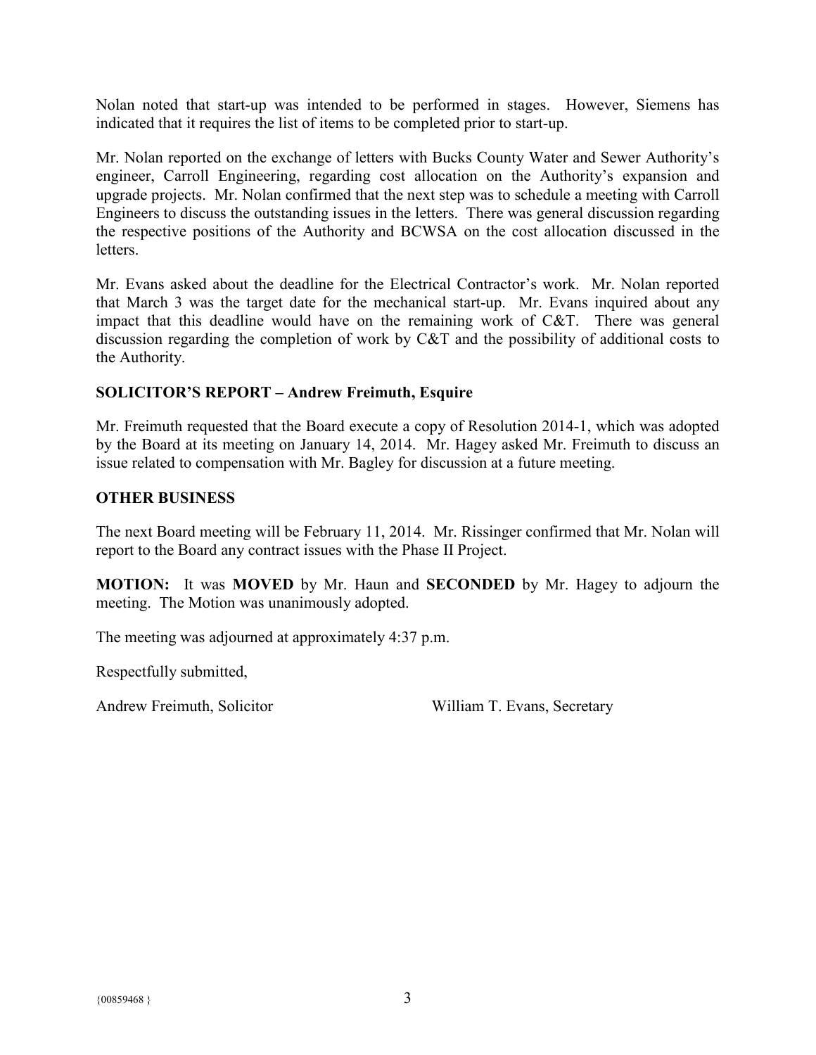Nolan noted that start-up was intended to be performed in stages. However, Siemens has indicated that it requires the list of items to be completed prior to start-up.

Mr. Nolan reported on the exchange of letters with Bucks County Water and Sewer Authority's engineer, Carroll Engineering, regarding cost allocation on the Authority's expansion and upgrade projects. Mr. Nolan confirmed that the next step was to schedule a meeting with Carroll Engineers to discuss the outstanding issues in the letters. There was general discussion regarding the respective positions of the Authority and BCWSA on the cost allocation discussed in the letters.

Mr. Evans asked about the deadline for the Electrical Contractor's work. Mr. Nolan reported that March 3 was the target date for the mechanical start-up. Mr. Evans inquired about any impact that this deadline would have on the remaining work of C&T. There was general discussion regarding the completion of work by C&T and the possibility of additional costs to the Authority.

**SOLICITOR'S REPORT – Andrew Freimuth, Esquire**

Mr. Freimuth requested that the Board execute a copy of Resolution 2014-1, which was adopted by the Board at its meeting on January 14, 2014. Mr. Hagey asked Mr. Freimuth to discuss an issue related to compensation with Mr. Bagley for discussion at a future meeting.

**OTHER BUSINESS**

The next Board meeting will be February 11, 2014. Mr. Rissinger confirmed that Mr. Nolan will report to the Board any contract issues with the Phase II Project.

**MOTION:** It was **MOVED** by Mr. Haun and **SECONDED** by Mr. Hagey to adjourn the meeting. The Motion was unanimously adopted.

The meeting was adjourned at approximately 4:37 p.m.

Respectfully submitted,

Andrew Freimuth, Solicitor

William T. Evans, Secretary

{00859468 }